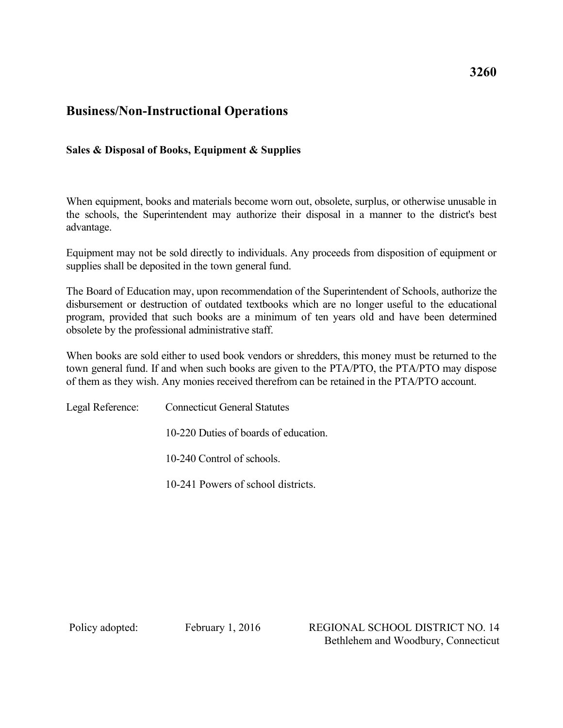**3260**

# Business/Non-Instructional Operations

## Sales & Disposal of Books, Equipment & Supplies

When equipment, books and materials become worn out, obsolete, surplus, or otherwise unusable in the schools, the Superintendent may authorize their disposal in a manner to the district's best advantage.

Equipment may not be sold directly to individuals. Any proceeds from disposition of equipment or supplies shall be deposited in the town general fund.

The Board of Education may, upon recommendation of the Superintendent of Schools, authorize the disbursement or destruction of outdated textbooks which are no longer useful to the educational program, provided that such books are a minimum of ten years old and have been determined obsolete by the professional administrative staff.

When books are sold either to used book vendors or shredders, this money must be returned to the town general fund. If and when such books are given to the PTA/PTO, the PTA/PTO may dispose of them as they wish. Any monies received therefrom can be retained in the PTA/PTO account.

Legal Reference: Connecticut General Statutes

10-220 Duties of boards of education.

10-240 Control of schools.

10-241 Powers of school districts.

Policy adopted: February 1, 2016

REGIONAL SCHOOL DISTRICT NO. 14
Bethlehem and Woodbury, Connecticut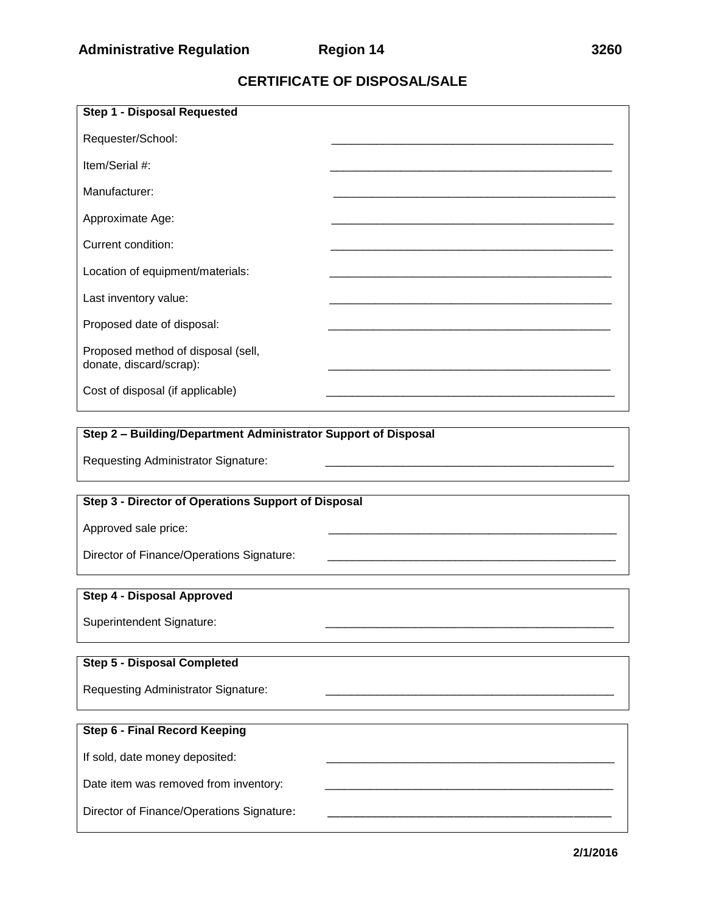# CERTIFICATE OF DISPOSAL/SALE

**Step 1 - Disposal Requested**

Requester/School: ____________________________________________

Item/Serial #: ____________________________________________

Manufacturer: ____________________________________________

Approximate Age: ____________________________________________

Current condition: ____________________________________________

Location of equipment/materials: ____________________________________________

Last inventory value: ____________________________________________

Proposed date of disposal: ____________________________________________

Proposed method of disposal (sell, donate, discard/scrap): ____________________________________________

Cost of disposal (if applicable) ____________________________________________

**Step 2 – Building/Department Administrator Support of Disposal**

Requesting Administrator Signature: ____________________________________________

**Step 3 - Director of Operations Support of Disposal**

Approved sale price: ____________________________________________

Director of Finance/Operations Signature: ____________________________________________

**Step 4 - Disposal Approved**

Superintendent Signature: ____________________________________________

**Step 5 - Disposal Completed**

Requesting Administrator Signature: ____________________________________________

**Step 6 - Final Record Keeping**

If sold, date money deposited: ____________________________________________

Date item was removed from inventory: ____________________________________________

Director of Finance/Operations Signature: ____________________________________________

2/1/2016